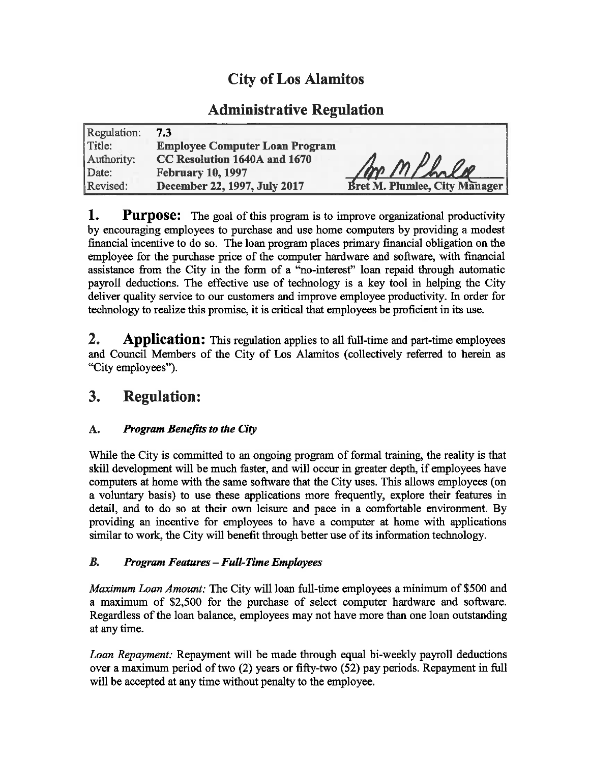# City of Los Alamitos

## Administrative Regulation

| | | |
|---|---|---|
| Regulation: | **7.3** | |
| Title: | **Employee Computer Loan Program** | |
| Authority: | **CC Resolution 1640A and 1670** | |
| Date: | **February 10, 1997** | |
| Revised: | **December 22, 1997, July 2017** | **Bret M. Plumlee, City Manager** |

**1. Purpose:** The goal of this program is to improve organizational productivity by encouraging employees to purchase and use home computers by providing a modest financial incentive to do so. The loan program places primary financial obligation on the employee for the purchase price of the computer hardware and software, with financial assistance from the City in the form of a "no-interest" loan repaid through automatic payroll deductions. The effective use of technology is a key tool in helping the City deliver quality service to our customers and improve employee productivity. In order for technology to realize this promise, it is critical that employees be proficient in its use.

**2. Application:** This regulation applies to all full-time and part-time employees and Council Members of the City of Los Alamitos (collectively referred to herein as "City employees").

## 3. Regulation:

### A. *Program Benefits to the City*

While the City is committed to an ongoing program of formal training, the reality is that skill development will be much faster, and will occur in greater depth, if employees have computers at home with the same software that the City uses. This allows employees (on a voluntary basis) to use these applications more frequently, explore their features in detail, and to do so at their own leisure and pace in a comfortable environment. By providing an incentive for employees to have a computer at home with applications similar to work, the City will benefit through better use of its information technology.

### B. *Program Features – Full-Time Employees*

*Maximum Loan Amount:* The City will loan full-time employees a minimum of $500 and a maximum of $2,500 for the purchase of select computer hardware and software. Regardless of the loan balance, employees may not have more than one loan outstanding at any time.

*Loan Repayment:* Repayment will be made through equal bi-weekly payroll deductions over a maximum period of two (2) years or fifty-two (52) pay periods. Repayment in full will be accepted at any time without penalty to the employee.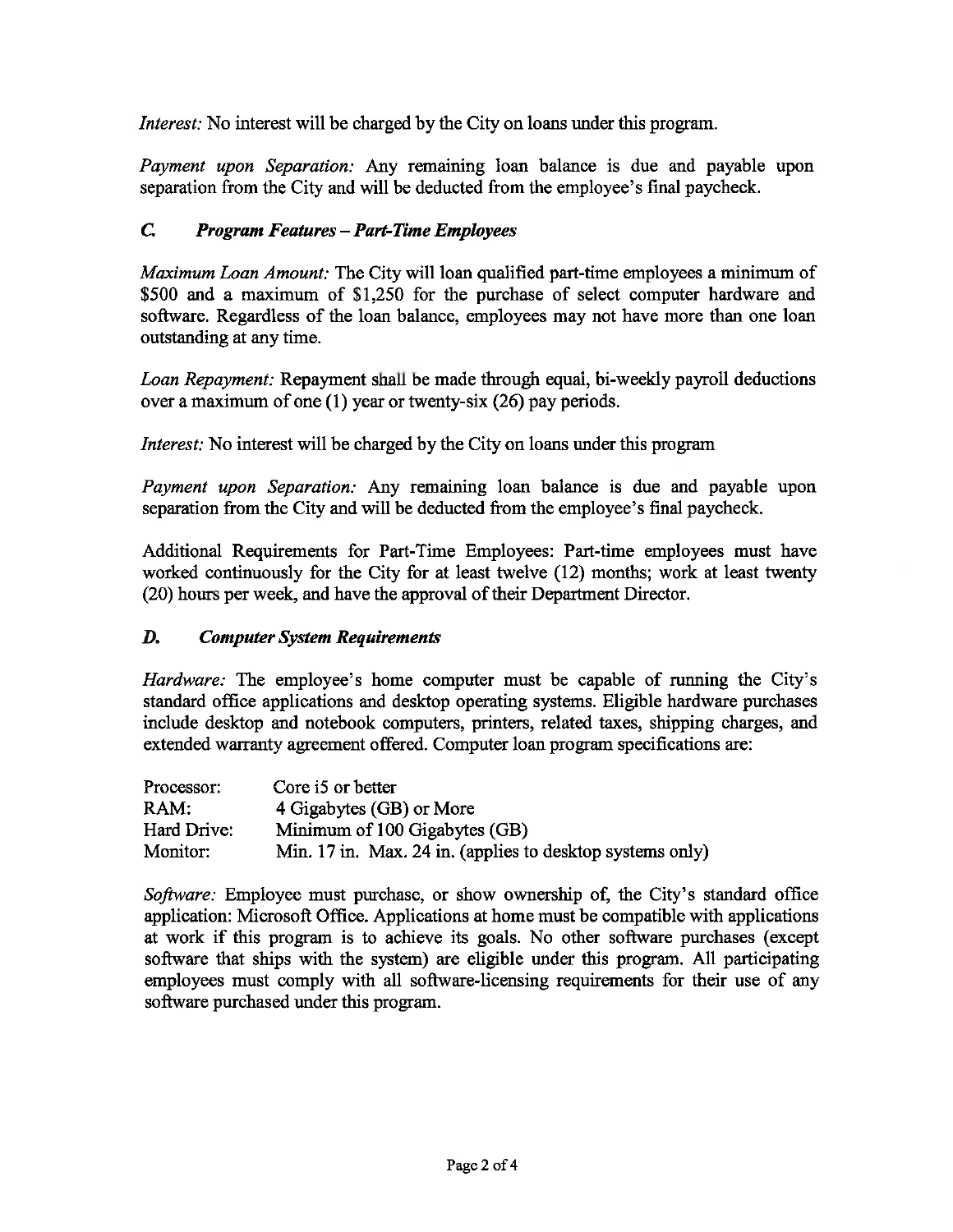*Interest:* No interest will be charged by the City on loans under this program.

*Payment upon Separation:* Any remaining loan balance is due and payable upon separation from the City and will be deducted from the employee's final paycheck.

### *C. Program Features – Part-Time Employees*

*Maximum Loan Amount:* The City will loan qualified part-time employees a minimum of $500 and a maximum of $1,250 for the purchase of select computer hardware and software. Regardless of the loan balance, employees may not have more than one loan outstanding at any time.

*Loan Repayment:* Repayment shall be made through equal, bi-weekly payroll deductions over a maximum of one (1) year or twenty-six (26) pay periods.

*Interest:* No interest will be charged by the City on loans under this program

*Payment upon Separation:* Any remaining loan balance is due and payable upon separation from the City and will be deducted from the employee's final paycheck.

Additional Requirements for Part-Time Employees: Part-time employees must have worked continuously for the City for at least twelve (12) months; work at least twenty (20) hours per week, and have the approval of their Department Director.

### *D. Computer System Requirements*

*Hardware:* The employee's home computer must be capable of running the City's standard office applications and desktop operating systems. Eligible hardware purchases include desktop and notebook computers, printers, related taxes, shipping charges, and extended warranty agreement offered. Computer loan program specifications are:

| | |
|---|---|
| Processor: | Core i5 or better |
| RAM: | 4 Gigabytes (GB) or More |
| Hard Drive: | Minimum of 100 Gigabytes (GB) |
| Monitor: | Min. 17 in. Max. 24 in. (applies to desktop systems only) |

*Software:* Employee must purchase, or show ownership of, the City's standard office application: Microsoft Office. Applications at home must be compatible with applications at work if this program is to achieve its goals. No other software purchases (except software that ships with the system) are eligible under this program. All participating employees must comply with all software-licensing requirements for their use of any software purchased under this program.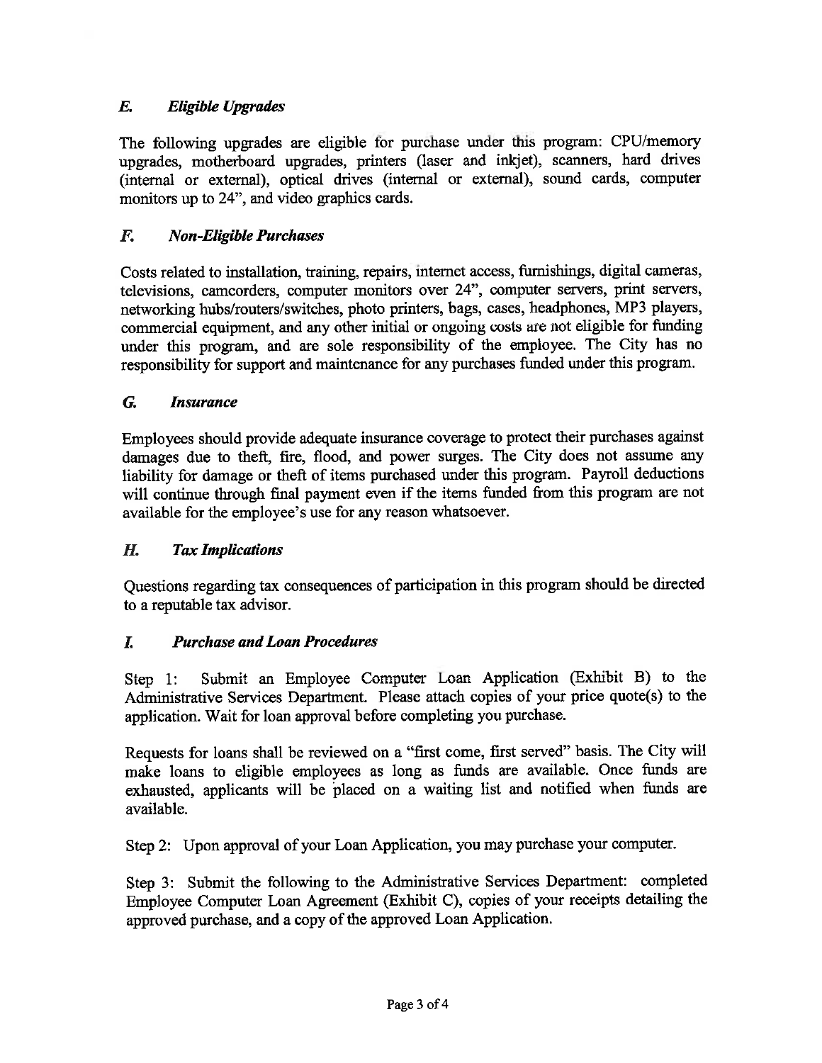### *E. Eligible Upgrades*

The following upgrades are eligible for purchase under this program: CPU/memory upgrades, motherboard upgrades, printers (laser and inkjet), scanners, hard drives (internal or external), optical drives (internal or external), sound cards, computer monitors up to 24", and video graphics cards.

### *F. Non-Eligible Purchases*

Costs related to installation, training, repairs, internet access, furnishings, digital cameras, televisions, camcorders, computer monitors over 24", computer servers, print servers, networking hubs/routers/switches, photo printers, bags, cases, headphones, MP3 players, commercial equipment, and any other initial or ongoing costs are not eligible for funding under this program, and are sole responsibility of the employee. The City has no responsibility for support and maintenance for any purchases funded under this program.

### *G. Insurance*

Employees should provide adequate insurance coverage to protect their purchases against damages due to theft, fire, flood, and power surges. The City does not assume any liability for damage or theft of items purchased under this program. Payroll deductions will continue through final payment even if the items funded from this program are not available for the employee's use for any reason whatsoever.

### *H. Tax Implications*

Questions regarding tax consequences of participation in this program should be directed to a reputable tax advisor.

### *I. Purchase and Loan Procedures*

Step 1: Submit an Employee Computer Loan Application (Exhibit B) to the Administrative Services Department. Please attach copies of your price quote(s) to the application. Wait for loan approval before completing you purchase.

Requests for loans shall be reviewed on a "first come, first served" basis. The City will make loans to eligible employees as long as funds are available. Once funds are exhausted, applicants will be placed on a waiting list and notified when funds are available.

Step 2: Upon approval of your Loan Application, you may purchase your computer.

Step 3: Submit the following to the Administrative Services Department: completed Employee Computer Loan Agreement (Exhibit C), copies of your receipts detailing the approved purchase, and a copy of the approved Loan Application.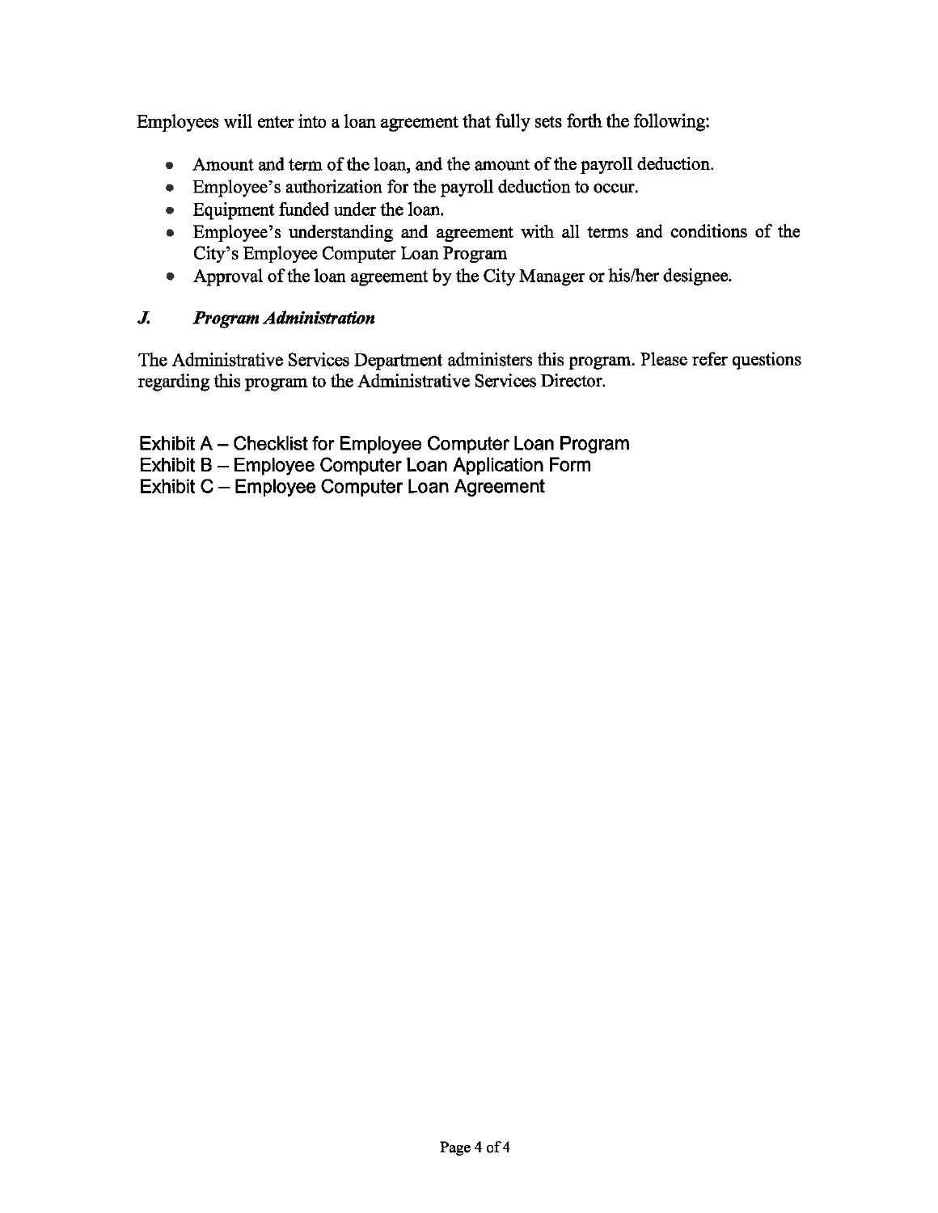Employees will enter into a loan agreement that fully sets forth the following:

- Amount and term of the loan, and the amount of the payroll deduction.
- Employee's authorization for the payroll deduction to occur.
- Equipment funded under the loan.
- Employee's understanding and agreement with all terms and conditions of the City's Employee Computer Loan Program
- Approval of the loan agreement by the City Manager or his/her designee.

### *J. Program Administration*

The Administrative Services Department administers this program. Please refer questions regarding this program to the Administrative Services Director.

Exhibit A – Checklist for Employee Computer Loan Program
Exhibit B – Employee Computer Loan Application Form
Exhibit C – Employee Computer Loan Agreement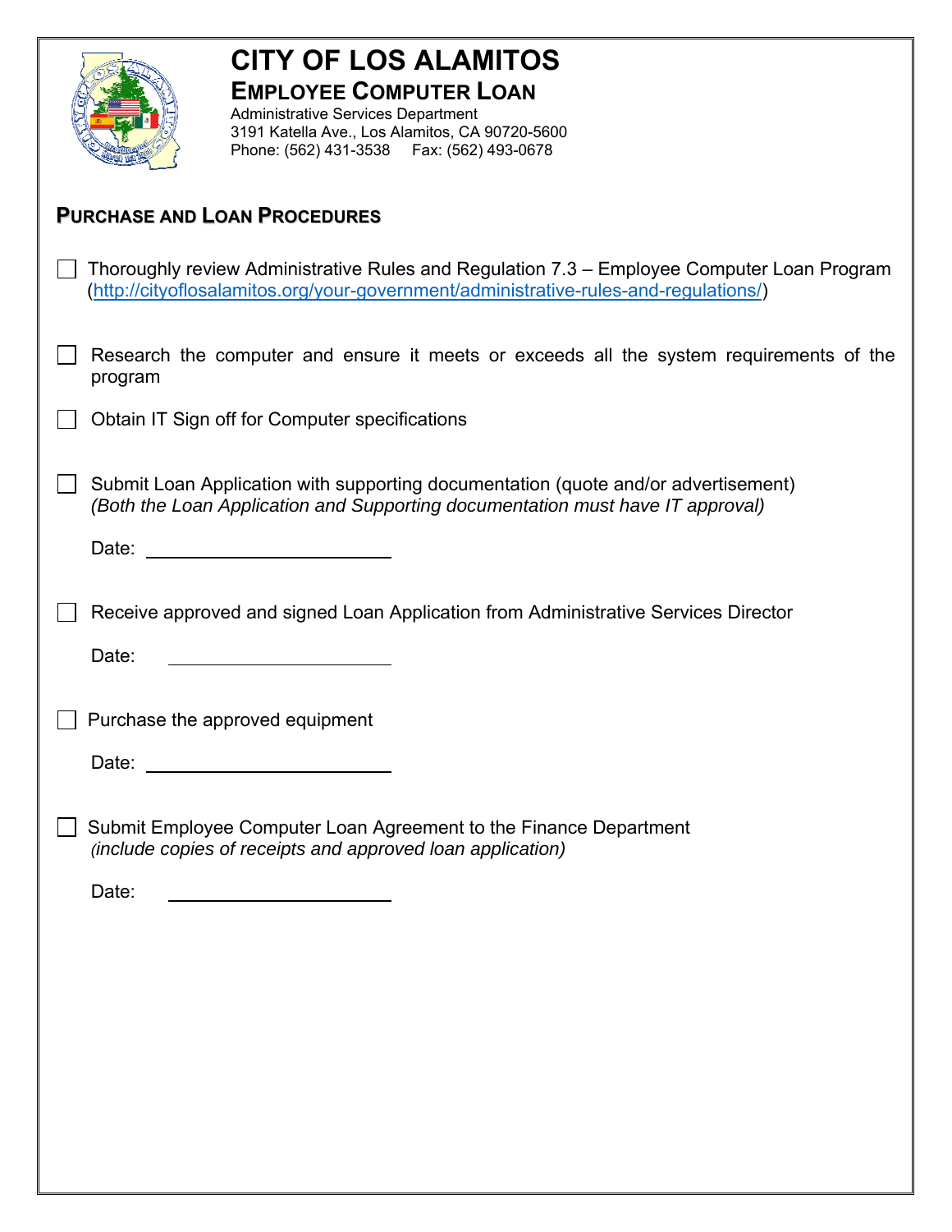# CITY OF LOS ALAMITOS

## EMPLOYEE COMPUTER LOAN

Administrative Services Department
3191 Katella Ave., Los Alamitos, CA 90720-5600
Phone: (562) 431-3538 Fax: (562) 493-0678

### PURCHASE AND LOAN PROCEDURES

- [ ] Thoroughly review Administrative Rules and Regulation 7.3 – Employee Computer Loan Program (http://cityoflosalamitos.org/your-government/administrative-rules-and-regulations/)

- [ ] Research the computer and ensure it meets or exceeds all the system requirements of the program

- [ ] Obtain IT Sign off for Computer specifications

- [ ] Submit Loan Application with supporting documentation (quote and/or advertisement) *(Both the Loan Application and Supporting documentation must have IT approval)*

  Date: ______________________

- [ ] Receive approved and signed Loan Application from Administrative Services Director

  Date: ______________________

- [ ] Purchase the approved equipment

  Date: ______________________

- [ ] Submit Employee Computer Loan Agreement to the Finance Department *(include copies of receipts and approved loan application)*

  Date: ______________________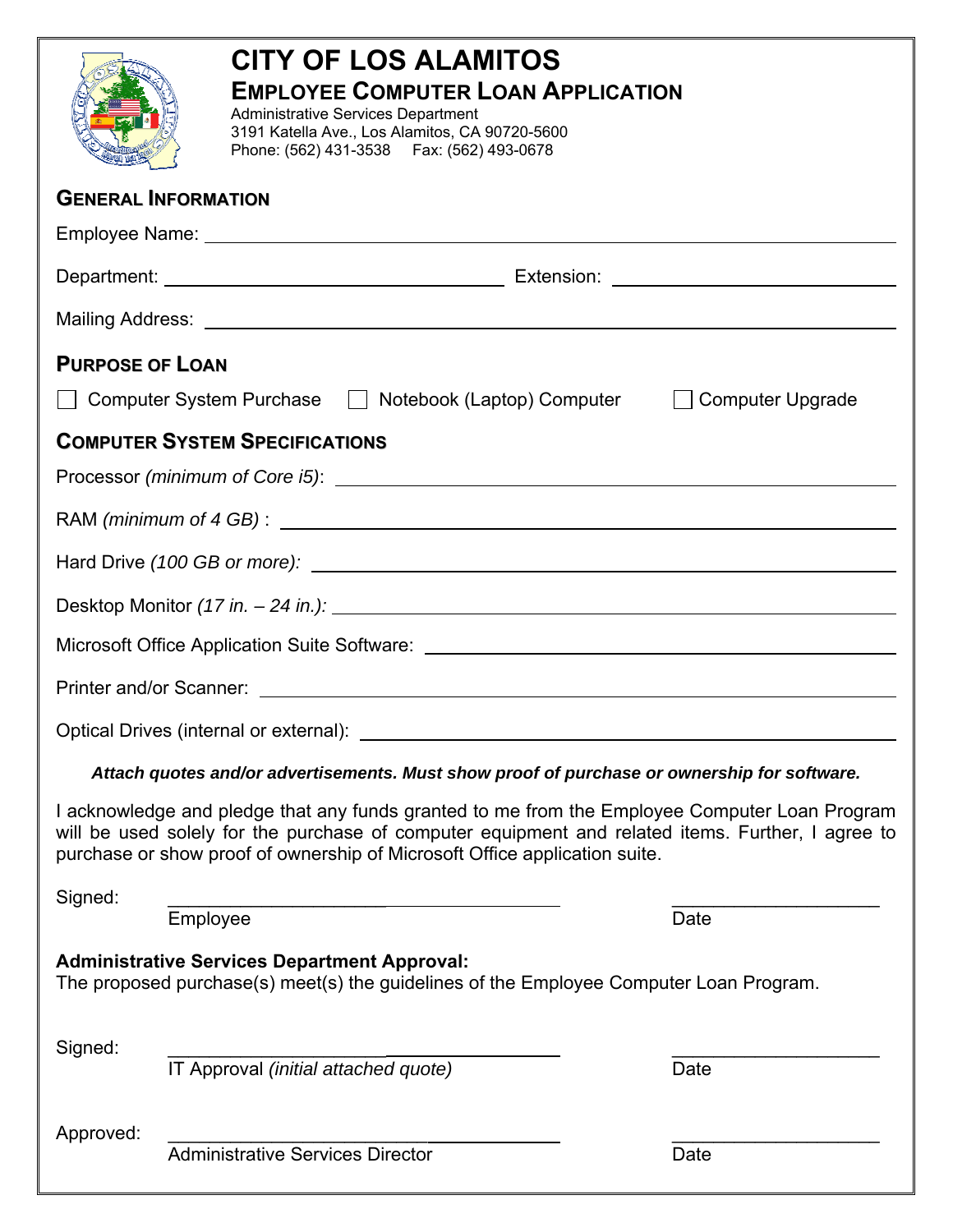# CITY OF LOS ALAMITOS

## EMPLOYEE COMPUTER LOAN APPLICATION

Administrative Services Department
3191 Katella Ave., Los Alamitos, CA 90720-5600
Phone: (562) 431-3538    Fax: (562) 493-0678

### GENERAL INFORMATION

Employee Name: ______________________________________________

Department: ______________________ Extension: ______________________

Mailing Address: ______________________________________________

### PURPOSE OF LOAN

☐ Computer System Purchase ☐ Notebook (Laptop) Computer ☐ Computer Upgrade

### COMPUTER SYSTEM SPECIFICATIONS

Processor *(minimum of Core i5)*: ______________________________________________

RAM *(minimum of 4 GB)* : ______________________________________________

Hard Drive *(100 GB or more):* ______________________________________________

Desktop Monitor *(17 in. – 24 in.):* ______________________________________________

Microsoft Office Application Suite Software: ______________________________________________

Printer and/or Scanner: ______________________________________________

Optical Drives (internal or external): ______________________________________________

***Attach quotes and/or advertisements. Must show proof of purchase or ownership for software.***

I acknowledge and pledge that any funds granted to me from the Employee Computer Loan Program will be used solely for the purchase of computer equipment and related items. Further, I agree to purchase or show proof of ownership of Microsoft Office application suite.

Signed: ______________________________ ____________________
Employee Date

**Administrative Services Department Approval:**
The proposed purchase(s) meet(s) the guidelines of the Employee Computer Loan Program.

Signed: ______________________________ ____________________
IT Approval *(initial attached quote)* Date

Approved: ______________________________ ____________________
Administrative Services Director Date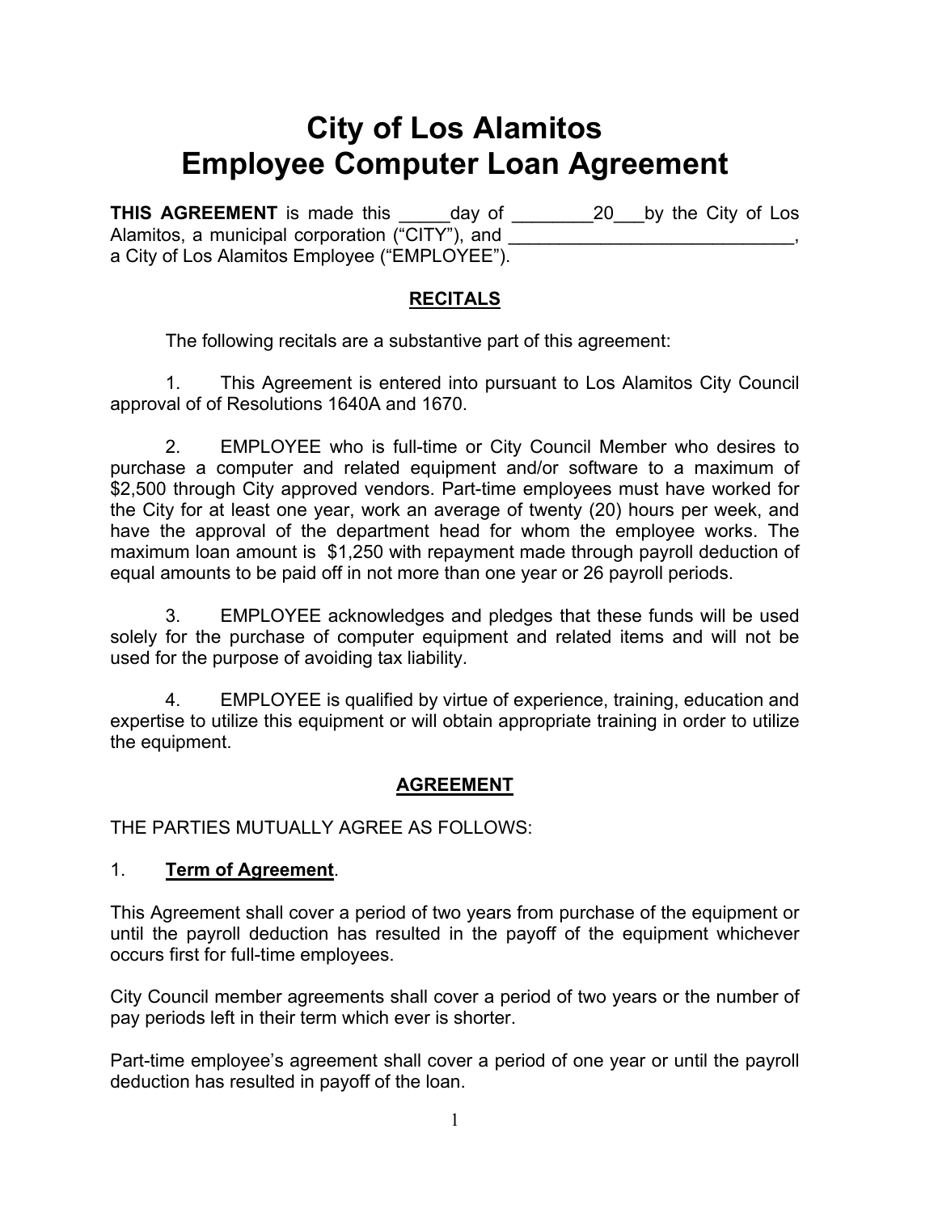# City of Los Alamitos
# Employee Computer Loan Agreement

**THIS AGREEMENT** is made this _____day of ________20___by the City of Los Alamitos, a municipal corporation ("CITY"), and ____________________________, a City of Los Alamitos Employee ("EMPLOYEE").

## RECITALS

The following recitals are a substantive part of this agreement:

1. This Agreement is entered into pursuant to Los Alamitos City Council approval of of Resolutions 1640A and 1670.

2. EMPLOYEE who is full-time or City Council Member who desires to purchase a computer and related equipment and/or software to a maximum of $2,500 through City approved vendors. Part-time employees must have worked for the City for at least one year, work an average of twenty (20) hours per week, and have the approval of the department head for whom the employee works. The maximum loan amount is $1,250 with repayment made through payroll deduction of equal amounts to be paid off in not more than one year or 26 payroll periods.

3. EMPLOYEE acknowledges and pledges that these funds will be used solely for the purchase of computer equipment and related items and will not be used for the purpose of avoiding tax liability.

4. EMPLOYEE is qualified by virtue of experience, training, education and expertise to utilize this equipment or will obtain appropriate training in order to utilize the equipment.

## AGREEMENT

THE PARTIES MUTUALLY AGREE AS FOLLOWS:

1. **Term of Agreement**.

This Agreement shall cover a period of two years from purchase of the equipment or until the payroll deduction has resulted in the payoff of the equipment whichever occurs first for full-time employees.

City Council member agreements shall cover a period of two years or the number of pay periods left in their term which ever is shorter.

Part-time employee's agreement shall cover a period of one year or until the payroll deduction has resulted in payoff of the loan.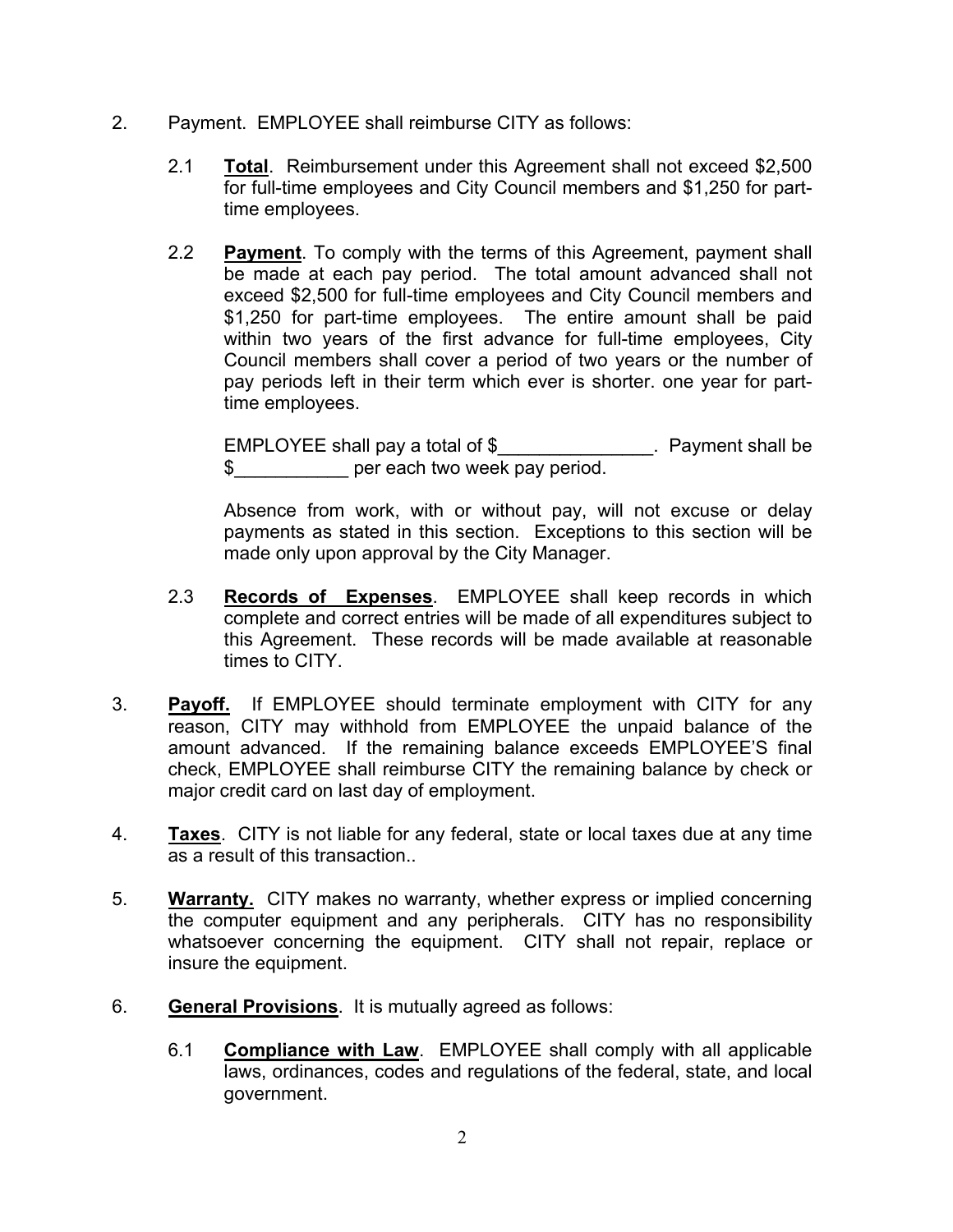2. Payment. EMPLOYEE shall reimburse CITY as follows:

   2.1 **Total**. Reimbursement under this Agreement shall not exceed $2,500 for full-time employees and City Council members and $1,250 for part-time employees.

   2.2 **Payment**. To comply with the terms of this Agreement, payment shall be made at each pay period. The total amount advanced shall not exceed $2,500 for full-time employees and City Council members and $1,250 for part-time employees. The entire amount shall be paid within two years of the first advance for full-time employees, City Council members shall cover a period of two years or the number of pay periods left in their term which ever is shorter. one year for part-time employees.

   EMPLOYEE shall pay a total of $_______________. Payment shall be $___________ per each two week pay period.

   Absence from work, with or without pay, will not excuse or delay payments as stated in this section. Exceptions to this section will be made only upon approval by the City Manager.

   2.3 **Records of Expenses**. EMPLOYEE shall keep records in which complete and correct entries will be made of all expenditures subject to this Agreement. These records will be made available at reasonable times to CITY.

3. **Payoff.** If EMPLOYEE should terminate employment with CITY for any reason, CITY may withhold from EMPLOYEE the unpaid balance of the amount advanced. If the remaining balance exceeds EMPLOYEE'S final check, EMPLOYEE shall reimburse CITY the remaining balance by check or major credit card on last day of employment.

4. **Taxes**. CITY is not liable for any federal, state or local taxes due at any time as a result of this transaction..

5. **Warranty.** CITY makes no warranty, whether express or implied concerning the computer equipment and any peripherals. CITY has no responsibility whatsoever concerning the equipment. CITY shall not repair, replace or insure the equipment.

6. **General Provisions**. It is mutually agreed as follows:

   6.1 **Compliance with Law**. EMPLOYEE shall comply with all applicable laws, ordinances, codes and regulations of the federal, state, and local government.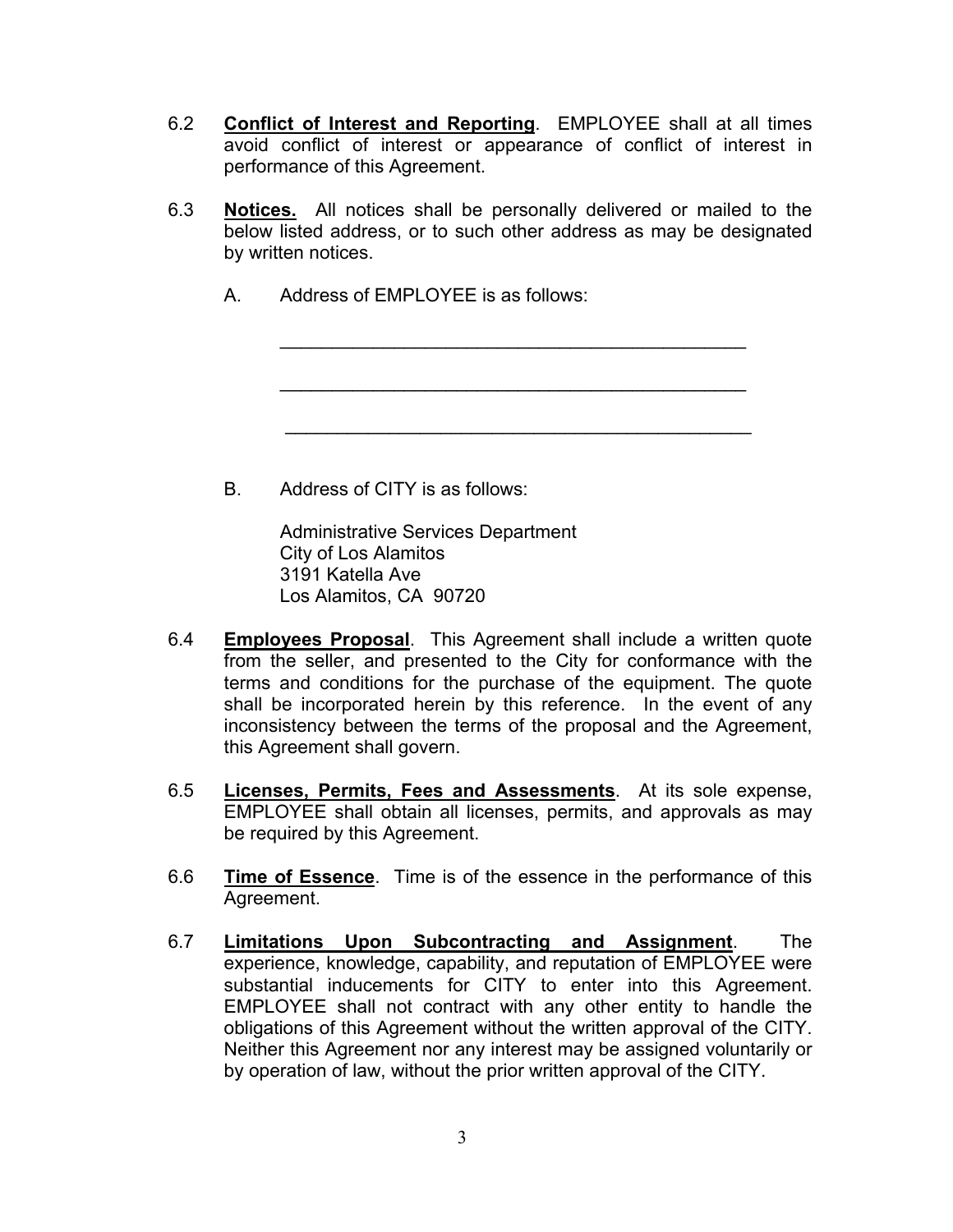6.2 **Conflict of Interest and Reporting**. EMPLOYEE shall at all times avoid conflict of interest or appearance of conflict of interest in performance of this Agreement.

6.3 **Notices.** All notices shall be personally delivered or mailed to the below listed address, or to such other address as may be designated by written notices.

A. Address of EMPLOYEE is as follows:

_______________________________________________

_______________________________________________

_______________________________________________

B. Address of CITY is as follows:

Administrative Services Department
City of Los Alamitos
3191 Katella Ave
Los Alamitos, CA 90720

6.4 **Employees Proposal**. This Agreement shall include a written quote from the seller, and presented to the City for conformance with the terms and conditions for the purchase of the equipment. The quote shall be incorporated herein by this reference. In the event of any inconsistency between the terms of the proposal and the Agreement, this Agreement shall govern.

6.5 **Licenses, Permits, Fees and Assessments**. At its sole expense, EMPLOYEE shall obtain all licenses, permits, and approvals as may be required by this Agreement.

6.6 **Time of Essence**. Time is of the essence in the performance of this Agreement.

6.7 **Limitations Upon Subcontracting and Assignment**. The experience, knowledge, capability, and reputation of EMPLOYEE were substantial inducements for CITY to enter into this Agreement. EMPLOYEE shall not contract with any other entity to handle the obligations of this Agreement without the written approval of the CITY. Neither this Agreement nor any interest may be assigned voluntarily or by operation of law, without the prior written approval of the CITY.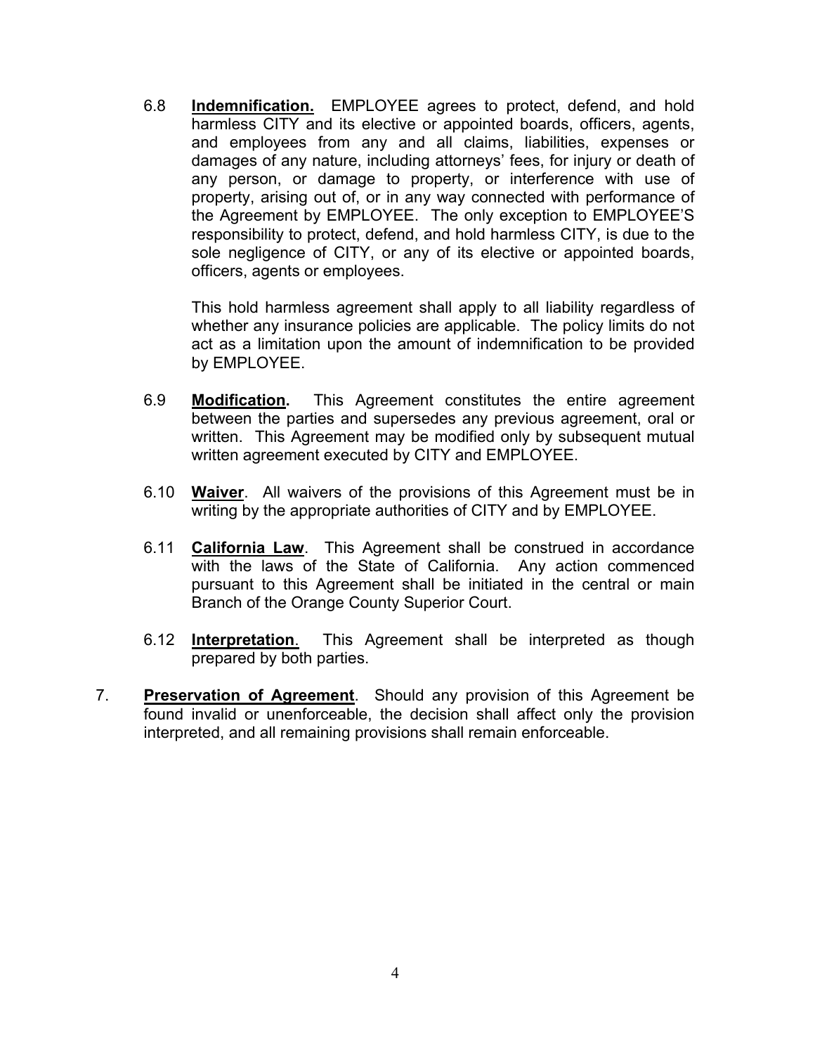6.8 **Indemnification.** EMPLOYEE agrees to protect, defend, and hold harmless CITY and its elective or appointed boards, officers, agents, and employees from any and all claims, liabilities, expenses or damages of any nature, including attorneys' fees, for injury or death of any person, or damage to property, or interference with use of property, arising out of, or in any way connected with performance of the Agreement by EMPLOYEE. The only exception to EMPLOYEE'S responsibility to protect, defend, and hold harmless CITY, is due to the sole negligence of CITY, or any of its elective or appointed boards, officers, agents or employees.

This hold harmless agreement shall apply to all liability regardless of whether any insurance policies are applicable. The policy limits do not act as a limitation upon the amount of indemnification to be provided by EMPLOYEE.

6.9 **Modification.** This Agreement constitutes the entire agreement between the parties and supersedes any previous agreement, oral or written. This Agreement may be modified only by subsequent mutual written agreement executed by CITY and EMPLOYEE.

6.10 **Waiver**. All waivers of the provisions of this Agreement must be in writing by the appropriate authorities of CITY and by EMPLOYEE.

6.11 **California Law**. This Agreement shall be construed in accordance with the laws of the State of California. Any action commenced pursuant to this Agreement shall be initiated in the central or main Branch of the Orange County Superior Court.

6.12 **Interpretation**. This Agreement shall be interpreted as though prepared by both parties.

7. **Preservation of Agreement**. Should any provision of this Agreement be found invalid or unenforceable, the decision shall affect only the provision interpreted, and all remaining provisions shall remain enforceable.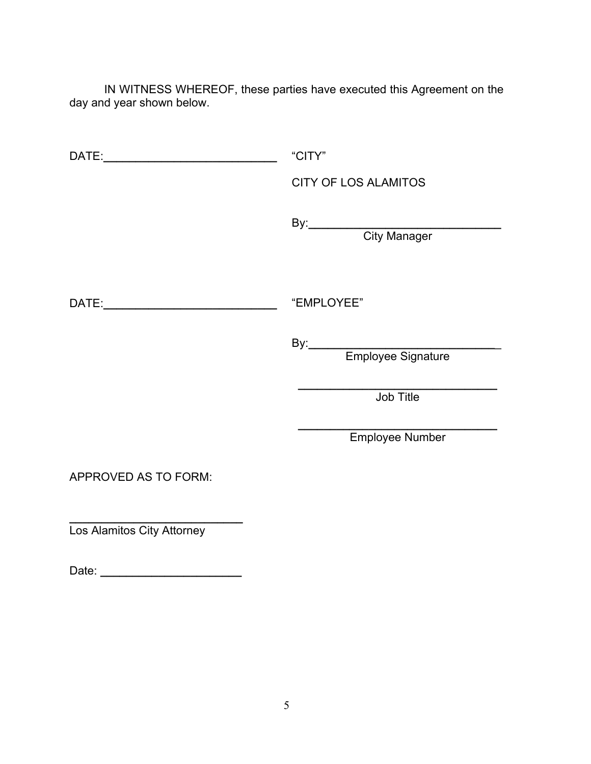IN WITNESS WHEREOF, these parties have executed this Agreement on the day and year shown below.

DATE:\_\_\_\_\_\_\_\_\_\_\_\_\_\_\_\_\_\_\_\_\_\_\_\_\_\_\_ "CITY"

CITY OF LOS ALAMITOS

By:\_\_\_\_\_\_\_\_\_\_\_\_\_\_\_\_\_\_\_\_\_\_\_\_\_\_\_\_\_\_
City Manager

DATE:\_\_\_\_\_\_\_\_\_\_\_\_\_\_\_\_\_\_\_\_\_\_\_\_\_\_\_ "EMPLOYEE"

By:\_\_\_\_\_\_\_\_\_\_\_\_\_\_\_\_\_\_\_\_\_\_\_\_\_\_\_\_\_\_
Employee Signature

\_\_\_\_\_\_\_\_\_\_\_\_\_\_\_\_\_\_\_\_\_\_\_\_\_\_\_\_\_\_
Job Title

\_\_\_\_\_\_\_\_\_\_\_\_\_\_\_\_\_\_\_\_\_\_\_\_\_\_\_\_\_\_
Employee Number

APPROVED AS TO FORM:

\_\_\_\_\_\_\_\_\_\_\_\_\_\_\_\_\_\_\_\_\_\_\_\_\_\_\_
Los Alamitos City Attorney

Date: \_\_\_\_\_\_\_\_\_\_\_\_\_\_\_\_\_\_\_\_\_\_